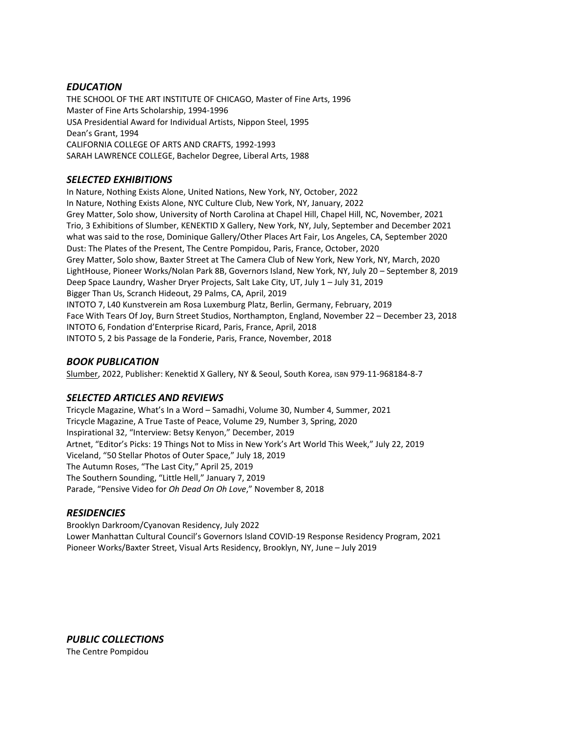## *EDUCATION*

THE SCHOOL OF THE ART INSTITUTE OF CHICAGO, Master of Fine Arts, 1996
Master of Fine Arts Scholarship, 1994-1996
USA Presidential Award for Individual Artists, Nippon Steel, 1995
Dean's Grant, 1994
CALIFORNIA COLLEGE OF ARTS AND CRAFTS, 1992-1993
SARAH LAWRENCE COLLEGE, Bachelor Degree, Liberal Arts, 1988

## *SELECTED EXHIBITIONS*

In Nature, Nothing Exists Alone, United Nations, New York, NY, October, 2022
In Nature, Nothing Exists Alone, NYC Culture Club, New York, NY, January, 2022
Grey Matter, Solo show, University of North Carolina at Chapel Hill, Chapel Hill, NC, November, 2021
Trio, 3 Exhibitions of Slumber, KENEKTID X Gallery, New York, NY, July, September and December 2021
what was said to the rose, Dominique Gallery/Other Places Art Fair, Los Angeles, CA, September 2020
Dust: The Plates of the Present, The Centre Pompidou, Paris, France, October, 2020
Grey Matter, Solo show, Baxter Street at The Camera Club of New York, New York, NY, March, 2020
LightHouse, Pioneer Works/Nolan Park 8B, Governors Island, New York, NY, July 20 – September 8, 2019
Deep Space Laundry, Washer Dryer Projects, Salt Lake City, UT, July 1 – July 31, 2019
Bigger Than Us, Scranch Hideout, 29 Palms, CA, April, 2019
INTOTO 7, L40 Kunstverein am Rosa Luxemburg Platz, Berlin, Germany, February, 2019
Face With Tears Of Joy, Burn Street Studios, Northampton, England, November 22 – December 23, 2018
INTOTO 6, Fondation d'Enterprise Ricard, Paris, France, April, 2018
INTOTO 5, 2 bis Passage de la Fonderie, Paris, France, November, 2018

## *BOOK PUBLICATION*

Slumber, 2022, Publisher: Kenektid X Gallery, NY & Seoul, South Korea, ISBN 979-11-968184-8-7

## *SELECTED ARTICLES AND REVIEWS*

Tricycle Magazine, What's In a Word – Samadhi, Volume 30, Number 4, Summer, 2021
Tricycle Magazine, A True Taste of Peace, Volume 29, Number 3, Spring, 2020
Inspirational 32, "Interview: Betsy Kenyon," December, 2019
Artnet, "Editor's Picks: 19 Things Not to Miss in New York's Art World This Week," July 22, 2019
Viceland, "50 Stellar Photos of Outer Space," July 18, 2019
The Autumn Roses, "The Last City," April 25, 2019
The Southern Sounding, "Little Hell," January 7, 2019
Parade, "Pensive Video for *Oh Dead On Oh Love*," November 8, 2018

## *RESIDENCIES*

Brooklyn Darkroom/Cyanovan Residency, July 2022
Lower Manhattan Cultural Council's Governors Island COVID-19 Response Residency Program, 2021
Pioneer Works/Baxter Street, Visual Arts Residency, Brooklyn, NY, June – July 2019

## *PUBLIC COLLECTIONS*

The Centre Pompidou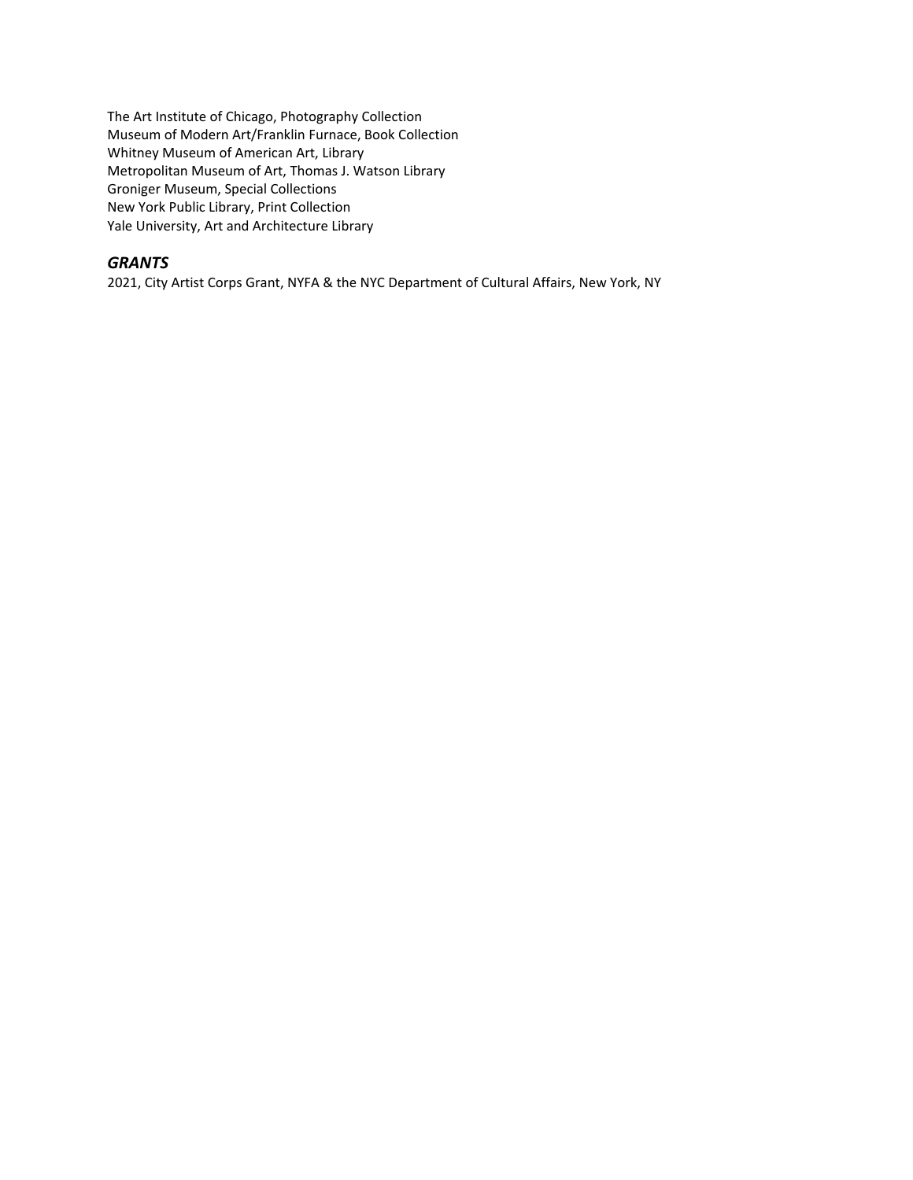The Art Institute of Chicago, Photography Collection
Museum of Modern Art/Franklin Furnace, Book Collection
Whitney Museum of American Art, Library
Metropolitan Museum of Art, Thomas J. Watson Library
Groniger Museum, Special Collections
New York Public Library, Print Collection
Yale University, Art and Architecture Library

### ***GRANTS***

2021, City Artist Corps Grant, NYFA & the NYC Department of Cultural Affairs, New York, NY